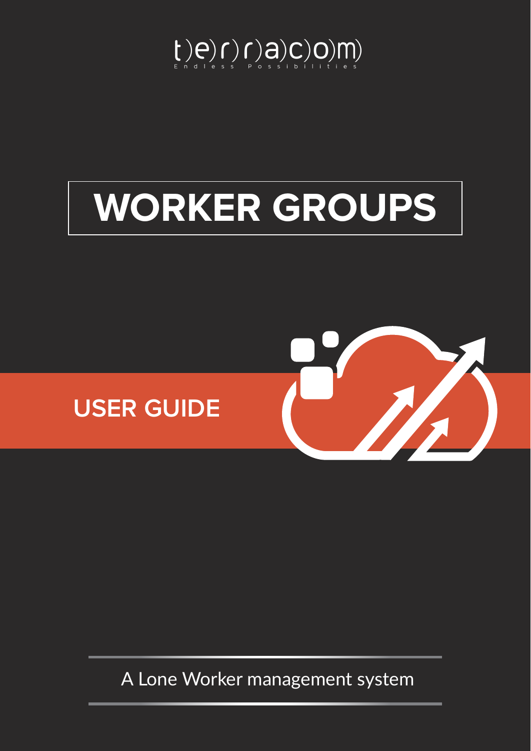terracom

Endless Possibilities

# WORKER GROUPS

## USER GUIDE

A Lone Worker management system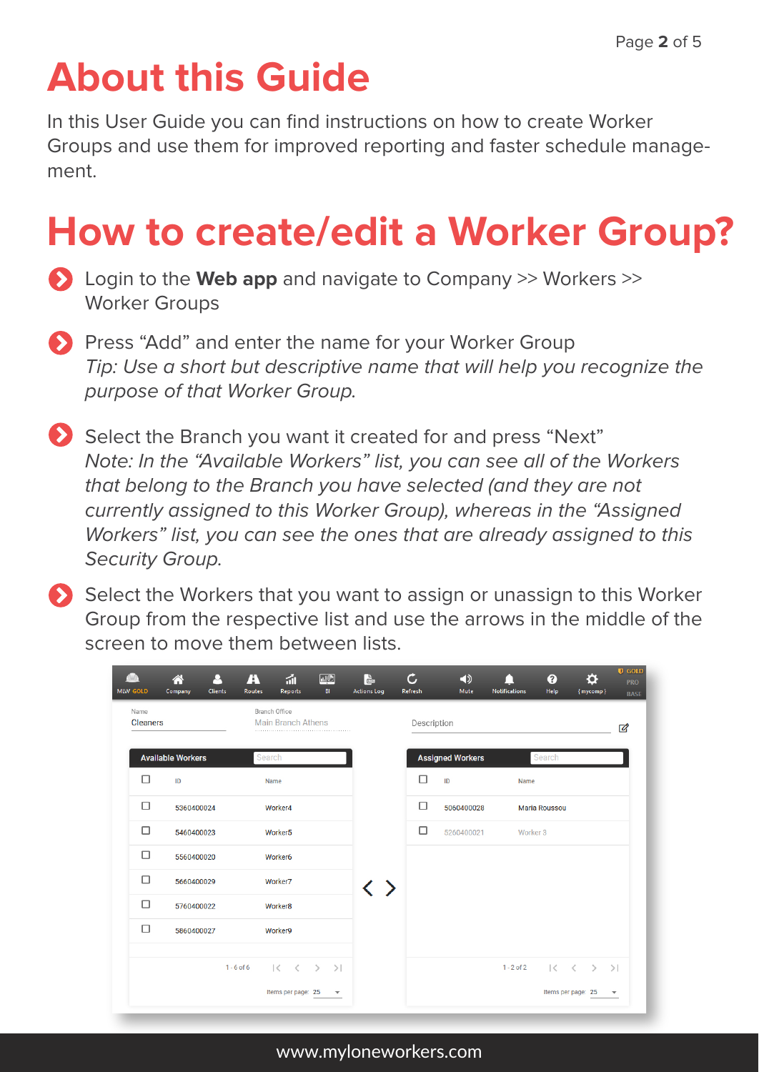# About this Guide

In this User Guide you can find instructions on how to create Worker Groups and use them for improved reporting and faster schedule management.

# How to create/edit a Worker Group?

- Login to the **Web app** and navigate to Company >> Workers >> Worker Groups
- Press “Add” and enter the name for your Worker Group
  *Tip: Use a short but descriptive name that will help you recognize the purpose of that Worker Group.*
- Select the Branch you want it created for and press “Next”
  *Note: In the “Available Workers” list, you can see all of the Workers that belong to the Branch you have selected (and they are not currently assigned to this Worker Group), whereas in the “Assigned Workers” list, you can see the ones that are already assigned to this Security Group.*
- Select the Workers that you want to assign or unassign to this Worker Group from the respective list and use the arrows in the middle of the screen to move them between lists.

www.myloneworkers.com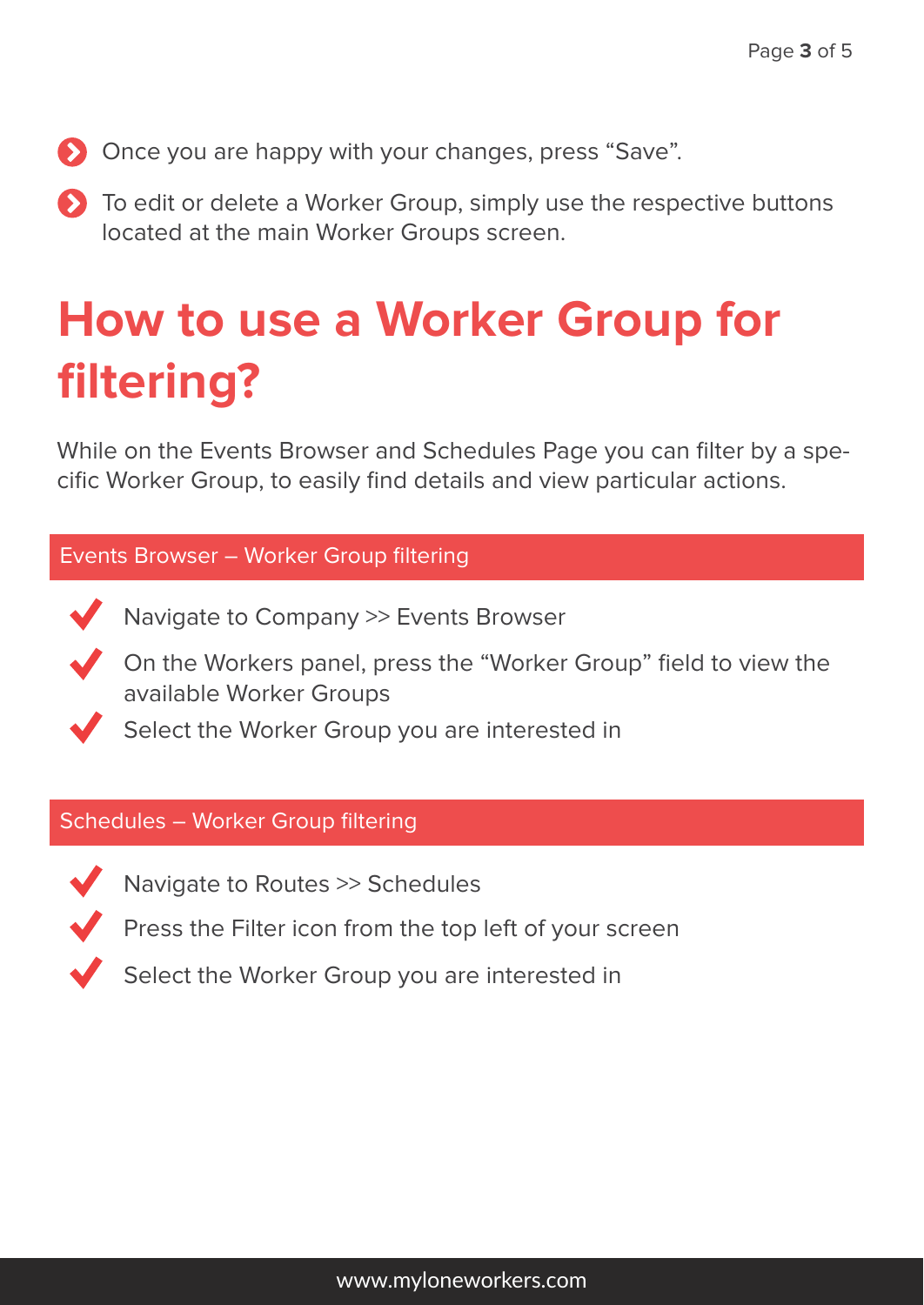- Once you are happy with your changes, press "Save".
- To edit or delete a Worker Group, simply use the respective buttons located at the main Worker Groups screen.

# How to use a Worker Group for filtering?

While on the Events Browser and Schedules Page you can filter by a specific Worker Group, to easily find details and view particular actions.

## Events Browser – Worker Group filtering

- Navigate to Company >> Events Browser
- On the Workers panel, press the "Worker Group" field to view the available Worker Groups
- Select the Worker Group you are interested in

## Schedules – Worker Group filtering

- Navigate to Routes >> Schedules
- Press the Filter icon from the top left of your screen
- Select the Worker Group you are interested in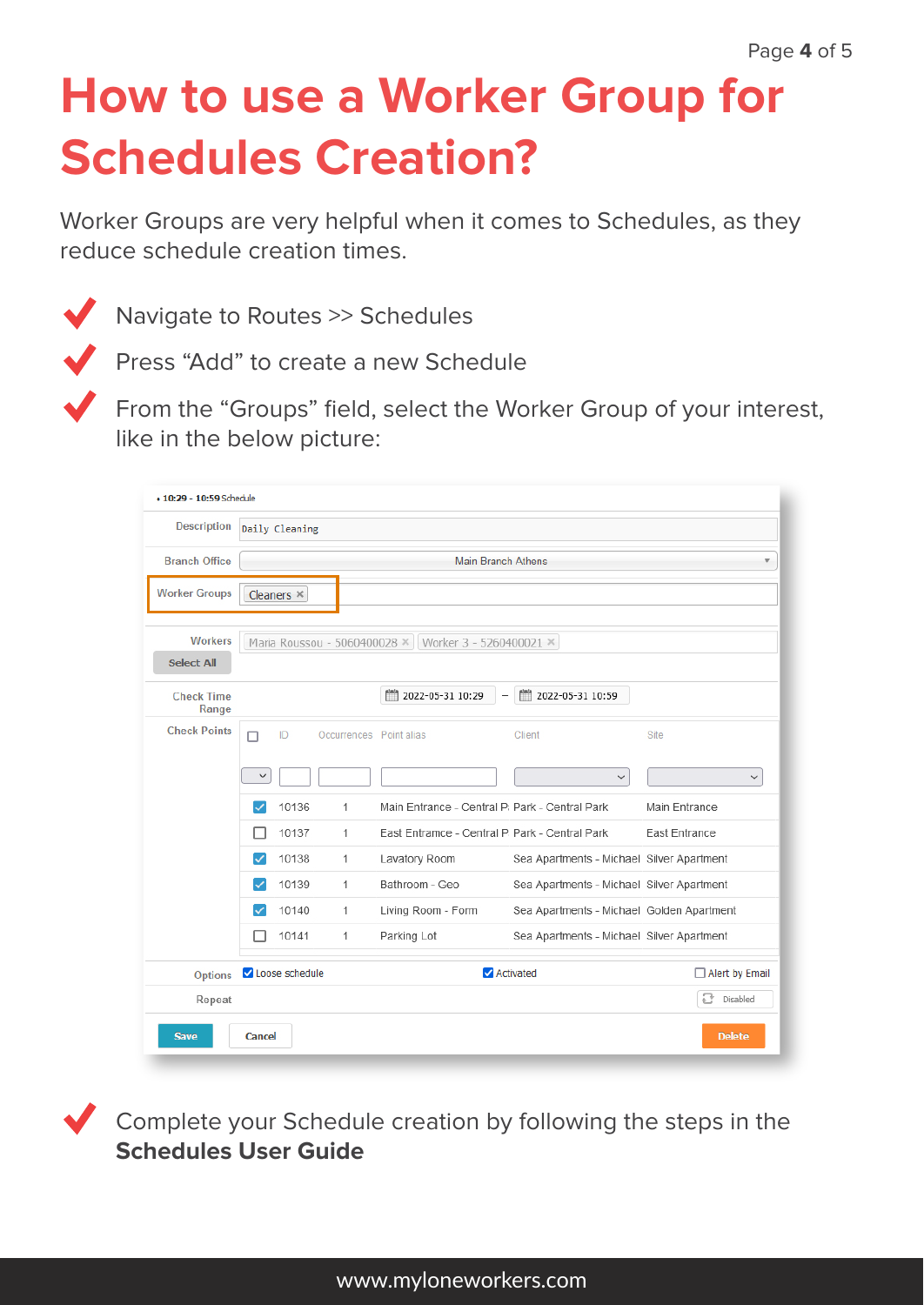# How to use a Worker Group for Schedules Creation?

Worker Groups are very helpful when it comes to Schedules, as they reduce schedule creation times.

- Navigate to Routes >> Schedules
- Press "Add" to create a new Schedule
- From the "Groups" field, select the Worker Group of your interest, like in the below picture:

- Complete your Schedule creation by following the steps in the **Schedules User Guide**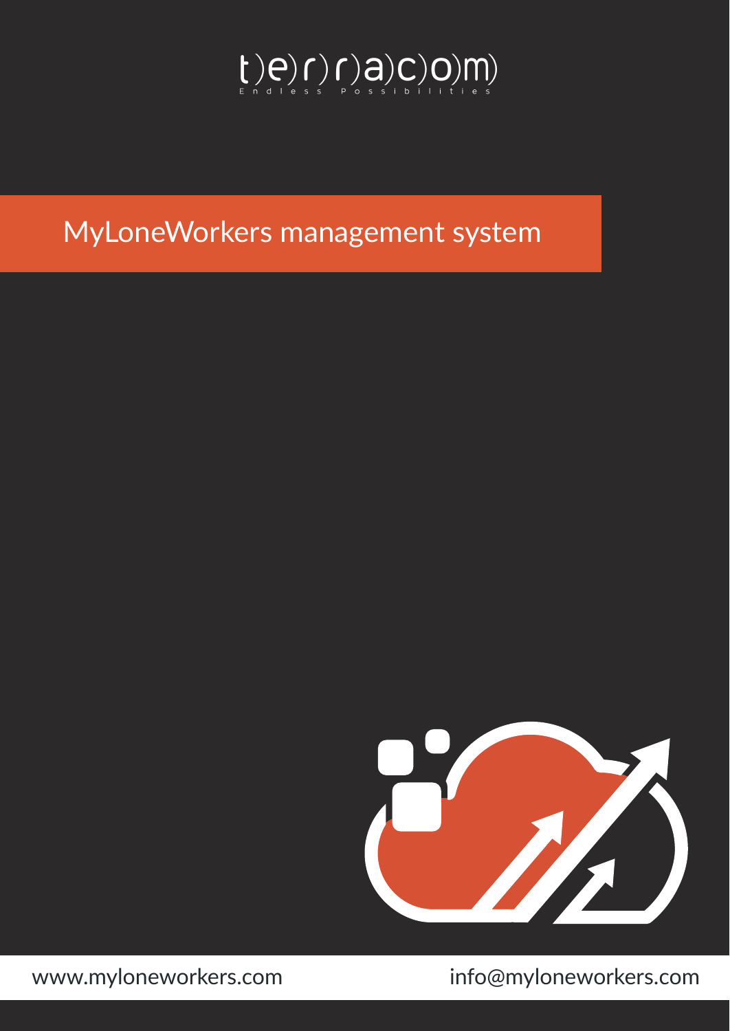t)e)r)r)a)c)o)m)

Endless Possibilities

# MyLoneWorkers management system

www.myloneworkers.com

info@myloneworkers.com